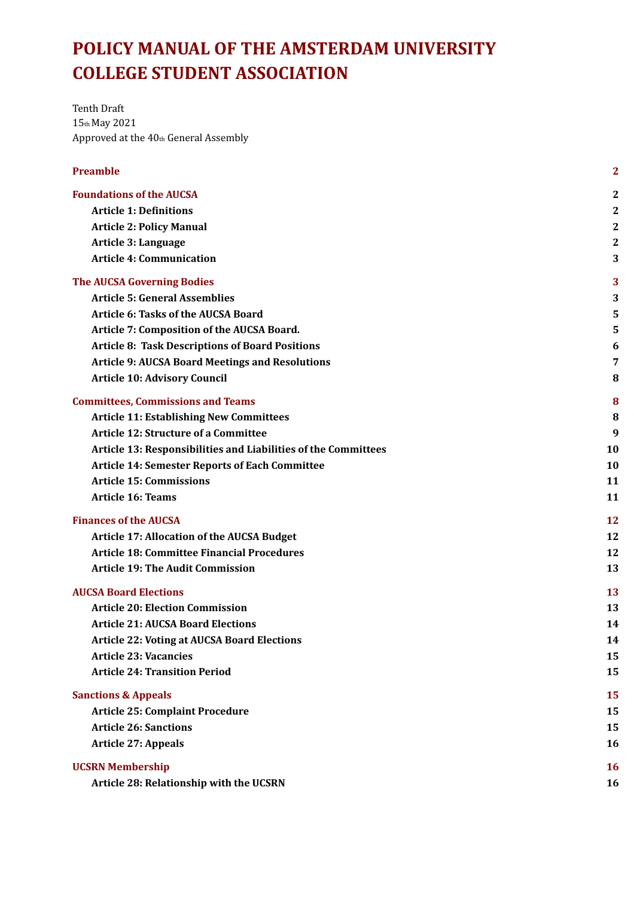# POLICY MANUAL OF THE AMSTERDAM UNIVERSITY COLLEGE STUDENT ASSOCIATION

Tenth Draft
15th May 2021
Approved at the 40th General Assembly

| | |
|---|---|
| **Preamble** | **2** |
| **Foundations of the AUCSA** | **2** |
| **Article 1: Definitions** | **2** |
| **Article 2: Policy Manual** | **2** |
| **Article 3: Language** | **2** |
| **Article 4: Communication** | **3** |
| **The AUCSA Governing Bodies** | **3** |
| **Article 5: General Assemblies** | **3** |
| **Article 6: Tasks of the AUCSA Board** | **5** |
| **Article 7: Composition of the AUCSA Board.** | **5** |
| **Article 8: Task Descriptions of Board Positions** | **6** |
| **Article 9: AUCSA Board Meetings and Resolutions** | **7** |
| **Article 10: Advisory Council** | **8** |
| **Committees, Commissions and Teams** | **8** |
| **Article 11: Establishing New Committees** | **8** |
| **Article 12: Structure of a Committee** | **9** |
| **Article 13: Responsibilities and Liabilities of the Committees** | **10** |
| **Article 14: Semester Reports of Each Committee** | **10** |
| **Article 15: Commissions** | **11** |
| **Article 16: Teams** | **11** |
| **Finances of the AUCSA** | **12** |
| **Article 17: Allocation of the AUCSA Budget** | **12** |
| **Article 18: Committee Financial Procedures** | **12** |
| **Article 19: The Audit Commission** | **13** |
| **AUCSA Board Elections** | **13** |
| **Article 20: Election Commission** | **13** |
| **Article 21: AUCSA Board Elections** | **14** |
| **Article 22: Voting at AUCSA Board Elections** | **14** |
| **Article 23: Vacancies** | **15** |
| **Article 24: Transition Period** | **15** |
| **Sanctions & Appeals** | **15** |
| **Article 25: Complaint Procedure** | **15** |
| **Article 26: Sanctions** | **15** |
| **Article 27: Appeals** | **16** |
| **UCSRN Membership** | **16** |
| **Article 28: Relationship with the UCSRN** | **16** |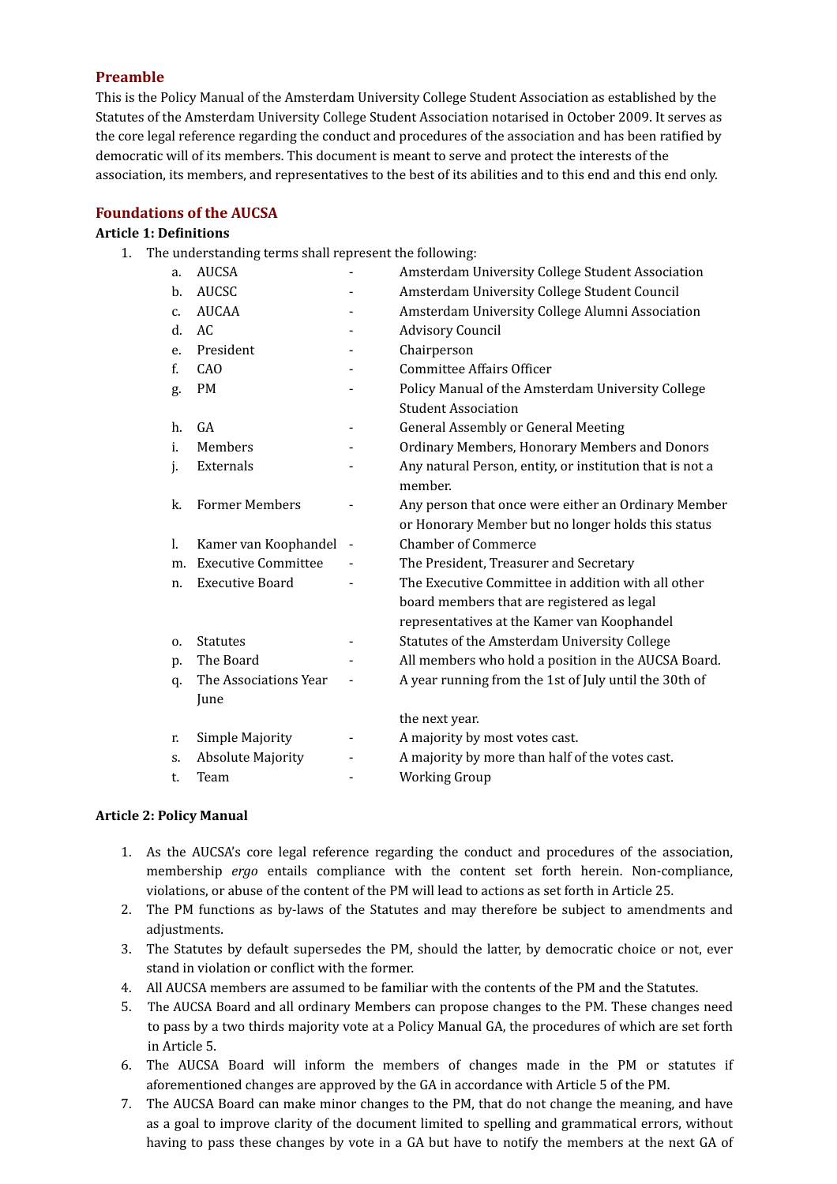## Preamble

This is the Policy Manual of the Amsterdam University College Student Association as established by the Statutes of the Amsterdam University College Student Association notarised in October 2009. It serves as the core legal reference regarding the conduct and procedures of the association and has been ratified by democratic will of its members. This document is meant to serve and protect the interests of the association, its members, and representatives to the best of its abilities and to this end and this end only.

## Foundations of the AUCSA

**Article 1: Definitions**

1. The understanding terms shall represent the following:
   a. AUCSA - Amsterdam University College Student Association
   b. AUCSC - Amsterdam University College Student Council
   c. AUCAA - Amsterdam University College Alumni Association
   d. AC - Advisory Council
   e. President - Chairperson
   f. CAO - Committee Affairs Officer
   g. PM - Policy Manual of the Amsterdam University College Student Association
   h. GA - General Assembly or General Meeting
   i. Members - Ordinary Members, Honorary Members and Donors
   j. Externals - Any natural Person, entity, or institution that is not a member.
   k. Former Members - Any person that once were either an Ordinary Member or Honorary Member but no longer holds this status
   l. Kamer van Koophandel - Chamber of Commerce
   m. Executive Committee - The President, Treasurer and Secretary
   n. Executive Board - The Executive Committee in addition with all other board members that are registered as legal representatives at the Kamer van Koophandel
   o. Statutes - Statutes of the Amsterdam University College
   p. The Board - All members who hold a position in the AUCSA Board.
   q. The Associations Year - A year running from the 1st of July until the 30th of June the next year.
   r. Simple Majority - A majority by most votes cast.
   s. Absolute Majority - A majority by more than half of the votes cast.
   t. Team - Working Group

**Article 2: Policy Manual**

1. As the AUCSA's core legal reference regarding the conduct and procedures of the association, membership *ergo* entails compliance with the content set forth herein. Non-compliance, violations, or abuse of the content of the PM will lead to actions as set forth in Article 25.
2. The PM functions as by-laws of the Statutes and may therefore be subject to amendments and adjustments.
3. The Statutes by default supersedes the PM, should the latter, by democratic choice or not, ever stand in violation or conflict with the former.
4. All AUCSA members are assumed to be familiar with the contents of the PM and the Statutes.
5. The AUCSA Board and all ordinary Members can propose changes to the PM. These changes need to pass by a two thirds majority vote at a Policy Manual GA, the procedures of which are set forth in Article 5.
6. The AUCSA Board will inform the members of changes made in the PM or statutes if aforementioned changes are approved by the GA in accordance with Article 5 of the PM.
7. The AUCSA Board can make minor changes to the PM, that do not change the meaning, and have as a goal to improve clarity of the document limited to spelling and grammatical errors, without having to pass these changes by vote in a GA but have to notify the members at the next GA of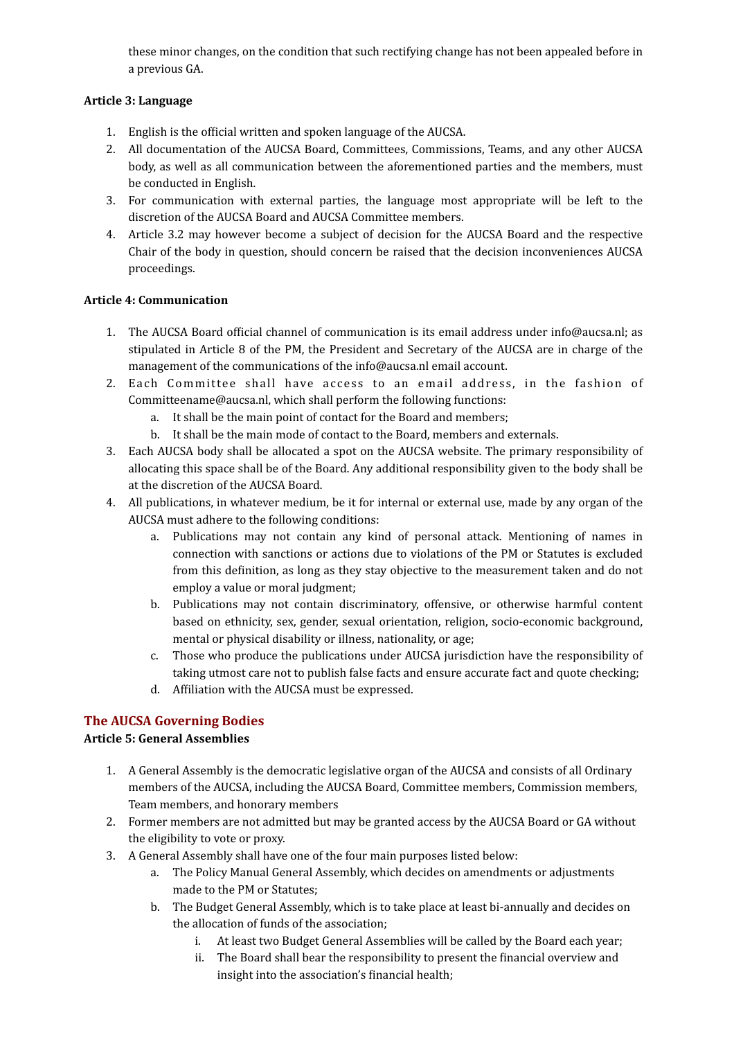these minor changes, on the condition that such rectifying change has not been appealed before in a previous GA.

**Article 3: Language**

1. English is the official written and spoken language of the AUCSA.
2. All documentation of the AUCSA Board, Committees, Commissions, Teams, and any other AUCSA body, as well as all communication between the aforementioned parties and the members, must be conducted in English.
3. For communication with external parties, the language most appropriate will be left to the discretion of the AUCSA Board and AUCSA Committee members.
4. Article 3.2 may however become a subject of decision for the AUCSA Board and the respective Chair of the body in question, should concern be raised that the decision inconveniences AUCSA proceedings.

**Article 4: Communication**

1. The AUCSA Board official channel of communication is its email address under info@aucsa.nl; as stipulated in Article 8 of the PM, the President and Secretary of the AUCSA are in charge of the management of the communications of the info@aucsa.nl email account.
2. Each Committee shall have access to an email address, in the fashion of Committeename@aucsa.nl, which shall perform the following functions:
   a. It shall be the main point of contact for the Board and members;
   b. It shall be the main mode of contact to the Board, members and externals.
3. Each AUCSA body shall be allocated a spot on the AUCSA website. The primary responsibility of allocating this space shall be of the Board. Any additional responsibility given to the body shall be at the discretion of the AUCSA Board.
4. All publications, in whatever medium, be it for internal or external use, made by any organ of the AUCSA must adhere to the following conditions:
   a. Publications may not contain any kind of personal attack. Mentioning of names in connection with sanctions or actions due to violations of the PM or Statutes is excluded from this definition, as long as they stay objective to the measurement taken and do not employ a value or moral judgment;
   b. Publications may not contain discriminatory, offensive, or otherwise harmful content based on ethnicity, sex, gender, sexual orientation, religion, socio-economic background, mental or physical disability or illness, nationality, or age;
   c. Those who produce the publications under AUCSA jurisdiction have the responsibility of taking utmost care not to publish false facts and ensure accurate fact and quote checking;
   d. Affiliation with the AUCSA must be expressed.

## The AUCSA Governing Bodies

**Article 5: General Assemblies**

1. A General Assembly is the democratic legislative organ of the AUCSA and consists of all Ordinary members of the AUCSA, including the AUCSA Board, Committee members, Commission members, Team members, and honorary members
2. Former members are not admitted but may be granted access by the AUCSA Board or GA without the eligibility to vote or proxy.
3. A General Assembly shall have one of the four main purposes listed below:
   a. The Policy Manual General Assembly, which decides on amendments or adjustments made to the PM or Statutes;
   b. The Budget General Assembly, which is to take place at least bi-annually and decides on the allocation of funds of the association;
      i. At least two Budget General Assemblies will be called by the Board each year;
      ii. The Board shall bear the responsibility to present the financial overview and insight into the association's financial health;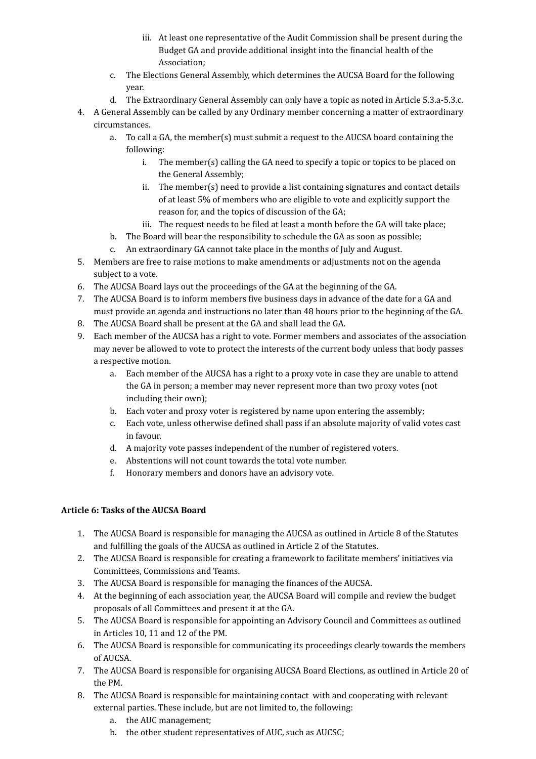iii. At least one representative of the Audit Commission shall be present during the Budget GA and provide additional insight into the financial health of the Association;
   c. The Elections General Assembly, which determines the AUCSA Board for the following year.
   d. The Extraordinary General Assembly can only have a topic as noted in Article 5.3.a-5.3.c.
4. A General Assembly can be called by any Ordinary member concerning a matter of extraordinary circumstances.
   a. To call a GA, the member(s) must submit a request to the AUCSA board containing the following:
      i. The member(s) calling the GA need to specify a topic or topics to be placed on the General Assembly;
      ii. The member(s) need to provide a list containing signatures and contact details of at least 5% of members who are eligible to vote and explicitly support the reason for, and the topics of discussion of the GA;
      iii. The request needs to be filed at least a month before the GA will take place;
   b. The Board will bear the responsibility to schedule the GA as soon as possible;
   c. An extraordinary GA cannot take place in the months of July and August.
5. Members are free to raise motions to make amendments or adjustments not on the agenda subject to a vote.
6. The AUCSA Board lays out the proceedings of the GA at the beginning of the GA.
7. The AUCSA Board is to inform members five business days in advance of the date for a GA and must provide an agenda and instructions no later than 48 hours prior to the beginning of the GA.
8. The AUCSA Board shall be present at the GA and shall lead the GA.
9. Each member of the AUCSA has a right to vote. Former members and associates of the association may never be allowed to vote to protect the interests of the current body unless that body passes a respective motion.
   a. Each member of the AUCSA has a right to a proxy vote in case they are unable to attend the GA in person; a member may never represent more than two proxy votes (not including their own);
   b. Each voter and proxy voter is registered by name upon entering the assembly;
   c. Each vote, unless otherwise defined shall pass if an absolute majority of valid votes cast in favour.
   d. A majority vote passes independent of the number of registered voters.
   e. Abstentions will not count towards the total vote number.
   f. Honorary members and donors have an advisory vote.

**Article 6: Tasks of the AUCSA Board**

1. The AUCSA Board is responsible for managing the AUCSA as outlined in Article 8 of the Statutes and fulfilling the goals of the AUCSA as outlined in Article 2 of the Statutes.
2. The AUCSA Board is responsible for creating a framework to facilitate members' initiatives via Committees, Commissions and Teams.
3. The AUCSA Board is responsible for managing the finances of the AUCSA.
4. At the beginning of each association year, the AUCSA Board will compile and review the budget proposals of all Committees and present it at the GA.
5. The AUCSA Board is responsible for appointing an Advisory Council and Committees as outlined in Articles 10, 11 and 12 of the PM.
6. The AUCSA Board is responsible for communicating its proceedings clearly towards the members of AUCSA.
7. The AUCSA Board is responsible for organising AUCSA Board Elections, as outlined in Article 20 of the PM.
8. The AUCSA Board is responsible for maintaining contact with and cooperating with relevant external parties. These include, but are not limited to, the following:
   a. the AUC management;
   b. the other student representatives of AUC, such as AUCSC;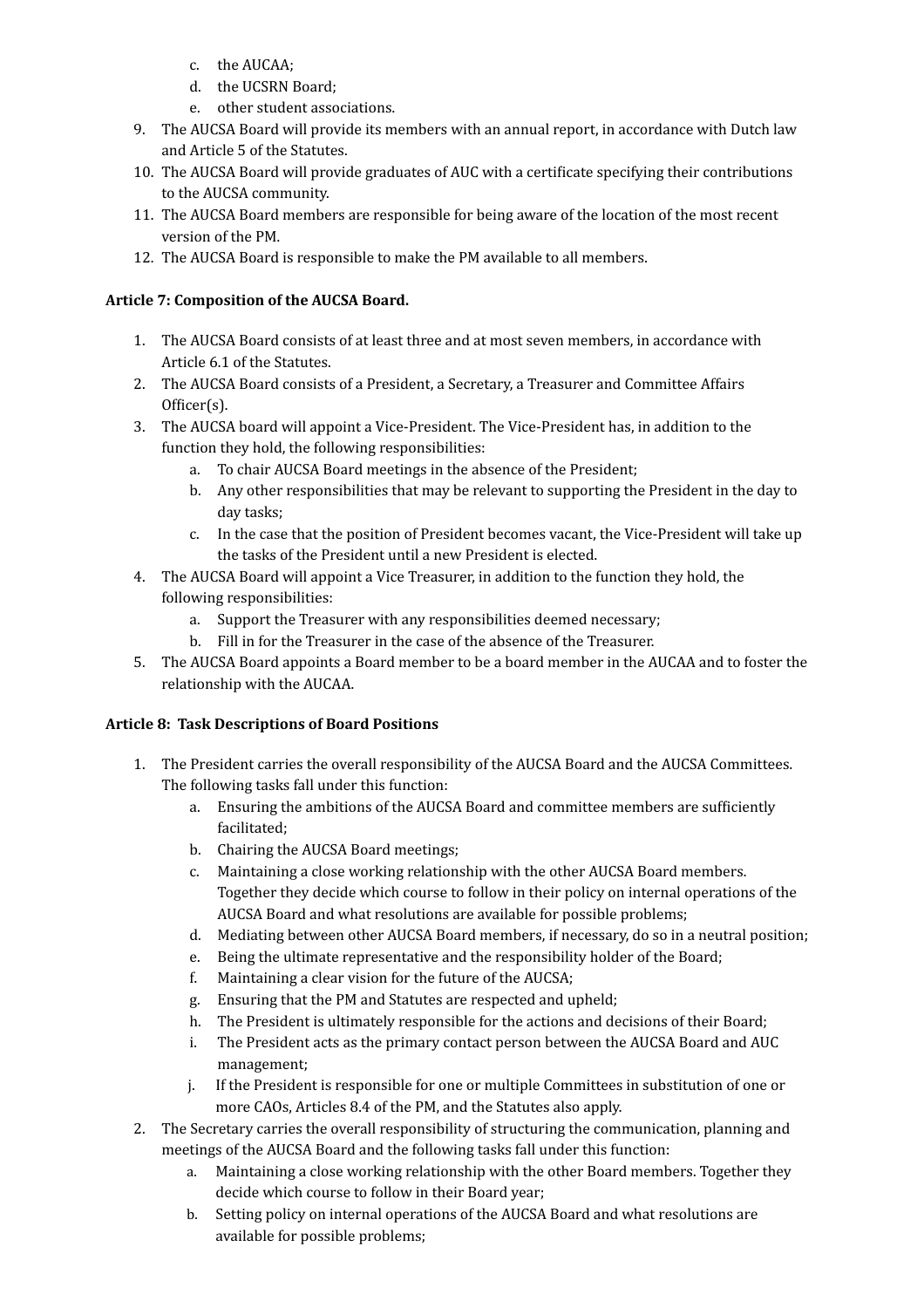c. the AUCAA;
d. the UCSRN Board;
e. other student associations.

9. The AUCSA Board will provide its members with an annual report, in accordance with Dutch law and Article 5 of the Statutes.
10. The AUCSA Board will provide graduates of AUC with a certificate specifying their contributions to the AUCSA community.
11. The AUCSA Board members are responsible for being aware of the location of the most recent version of the PM.
12. The AUCSA Board is responsible to make the PM available to all members.

**Article 7: Composition of the AUCSA Board.**

1. The AUCSA Board consists of at least three and at most seven members, in accordance with Article 6.1 of the Statutes.
2. The AUCSA Board consists of a President, a Secretary, a Treasurer and Committee Affairs Officer(s).
3. The AUCSA board will appoint a Vice-President. The Vice-President has, in addition to the function they hold, the following responsibilities:
   a. To chair AUCSA Board meetings in the absence of the President;
   b. Any other responsibilities that may be relevant to supporting the President in the day to day tasks;
   c. In the case that the position of President becomes vacant, the Vice-President will take up the tasks of the President until a new President is elected.
4. The AUCSA Board will appoint a Vice Treasurer, in addition to the function they hold, the following responsibilities:
   a. Support the Treasurer with any responsibilities deemed necessary;
   b. Fill in for the Treasurer in the case of the absence of the Treasurer.
5. The AUCSA Board appoints a Board member to be a board member in the AUCAA and to foster the relationship with the AUCAA.

**Article 8: Task Descriptions of Board Positions**

1. The President carries the overall responsibility of the AUCSA Board and the AUCSA Committees. The following tasks fall under this function:
   a. Ensuring the ambitions of the AUCSA Board and committee members are sufficiently facilitated;
   b. Chairing the AUCSA Board meetings;
   c. Maintaining a close working relationship with the other AUCSA Board members. Together they decide which course to follow in their policy on internal operations of the AUCSA Board and what resolutions are available for possible problems;
   d. Mediating between other AUCSA Board members, if necessary, do so in a neutral position;
   e. Being the ultimate representative and the responsibility holder of the Board;
   f. Maintaining a clear vision for the future of the AUCSA;
   g. Ensuring that the PM and Statutes are respected and upheld;
   h. The President is ultimately responsible for the actions and decisions of their Board;
   i. The President acts as the primary contact person between the AUCSA Board and AUC management;
   j. If the President is responsible for one or multiple Committees in substitution of one or more CAOs, Articles 8.4 of the PM, and the Statutes also apply.
2. The Secretary carries the overall responsibility of structuring the communication, planning and meetings of the AUCSA Board and the following tasks fall under this function:
   a. Maintaining a close working relationship with the other Board members. Together they decide which course to follow in their Board year;
   b. Setting policy on internal operations of the AUCSA Board and what resolutions are available for possible problems;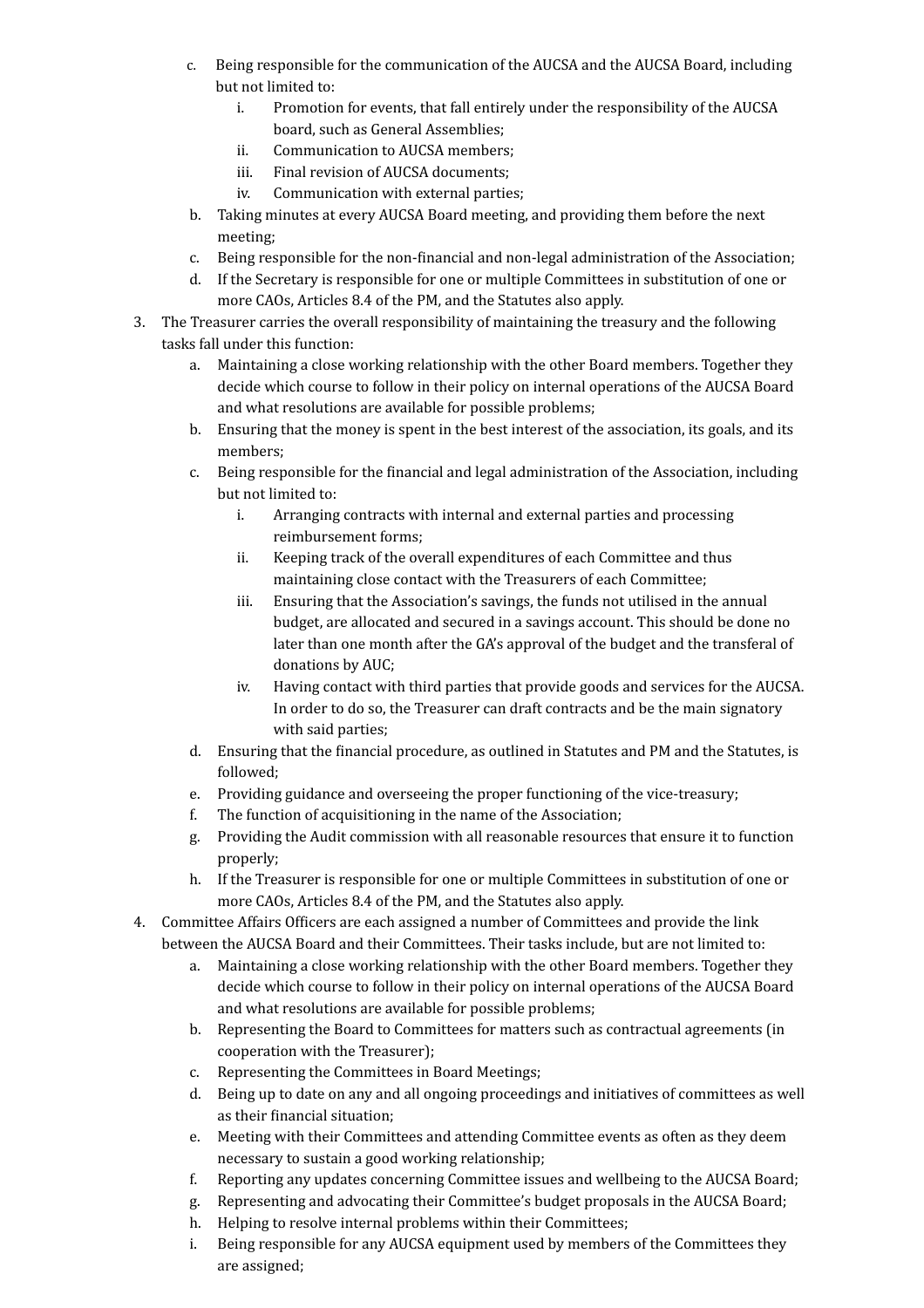c. Being responsible for the communication of the AUCSA and the AUCSA Board, including but not limited to:
    i. Promotion for events, that fall entirely under the responsibility of the AUCSA board, such as General Assemblies;
    ii. Communication to AUCSA members;
    iii. Final revision of AUCSA documents;
    iv. Communication with external parties;

b. Taking minutes at every AUCSA Board meeting, and providing them before the next meeting;

c. Being responsible for the non-financial and non-legal administration of the Association;

d. If the Secretary is responsible for one or multiple Committees in substitution of one or more CAOs, Articles 8.4 of the PM, and the Statutes also apply.

3. The Treasurer carries the overall responsibility of maintaining the treasury and the following tasks fall under this function:
    a. Maintaining a close working relationship with the other Board members. Together they decide which course to follow in their policy on internal operations of the AUCSA Board and what resolutions are available for possible problems;
    b. Ensuring that the money is spent in the best interest of the association, its goals, and its members;
    c. Being responsible for the financial and legal administration of the Association, including but not limited to:
        i. Arranging contracts with internal and external parties and processing reimbursement forms;
        ii. Keeping track of the overall expenditures of each Committee and thus maintaining close contact with the Treasurers of each Committee;
        iii. Ensuring that the Association's savings, the funds not utilised in the annual budget, are allocated and secured in a savings account. This should be done no later than one month after the GA's approval of the budget and the transferal of donations by AUC;
        iv. Having contact with third parties that provide goods and services for the AUCSA. In order to do so, the Treasurer can draft contracts and be the main signatory with said parties;
    d. Ensuring that the financial procedure, as outlined in Statutes and PM and the Statutes, is followed;
    e. Providing guidance and overseeing the proper functioning of the vice-treasury;
    f. The function of acquisitioning in the name of the Association;
    g. Providing the Audit commission with all reasonable resources that ensure it to function properly;
    h. If the Treasurer is responsible for one or multiple Committees in substitution of one or more CAOs, Articles 8.4 of the PM, and the Statutes also apply.

4. Committee Affairs Officers are each assigned a number of Committees and provide the link between the AUCSA Board and their Committees. Their tasks include, but are not limited to:
    a. Maintaining a close working relationship with the other Board members. Together they decide which course to follow in their policy on internal operations of the AUCSA Board and what resolutions are available for possible problems;
    b. Representing the Board to Committees for matters such as contractual agreements (in cooperation with the Treasurer);
    c. Representing the Committees in Board Meetings;
    d. Being up to date on any and all ongoing proceedings and initiatives of committees as well as their financial situation;
    e. Meeting with their Committees and attending Committee events as often as they deem necessary to sustain a good working relationship;
    f. Reporting any updates concerning Committee issues and wellbeing to the AUCSA Board;
    g. Representing and advocating their Committee's budget proposals in the AUCSA Board;
    h. Helping to resolve internal problems within their Committees;
    i. Being responsible for any AUCSA equipment used by members of the Committees they are assigned;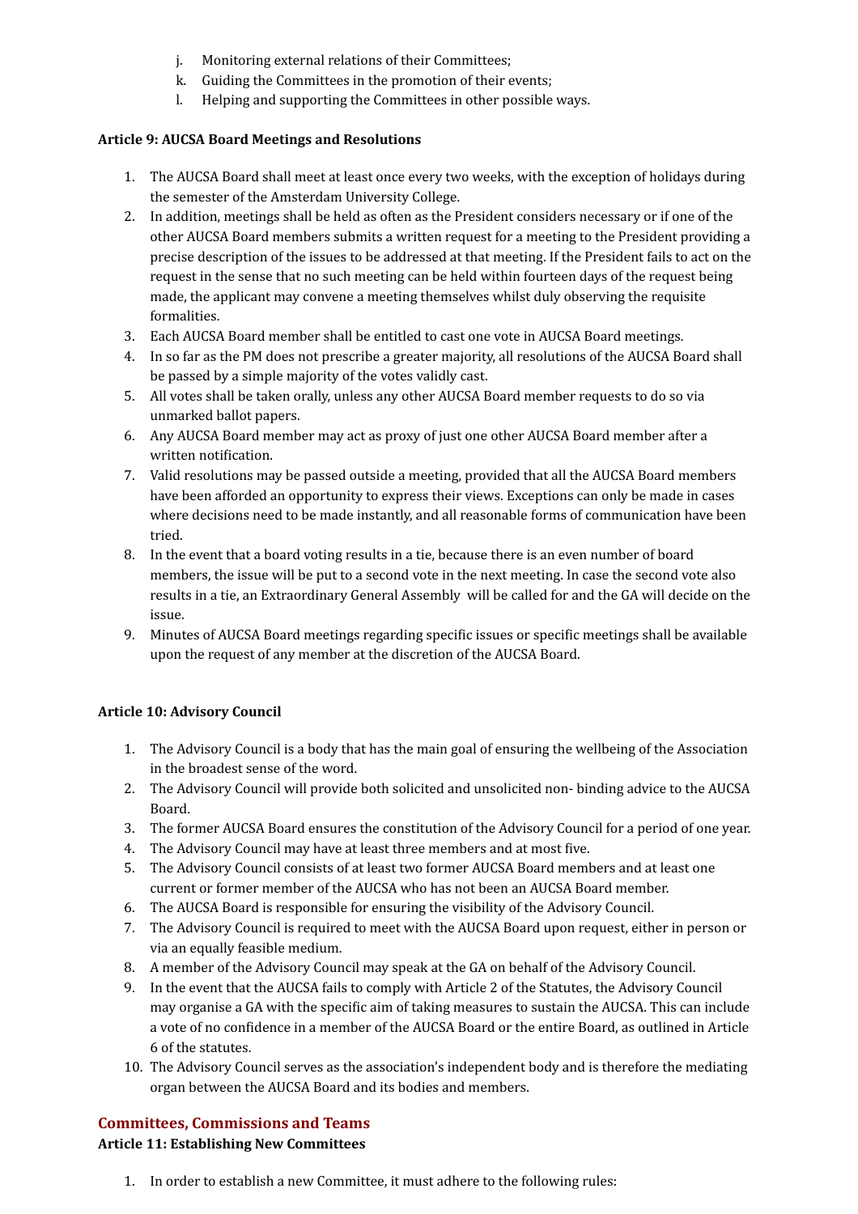j. Monitoring external relations of their Committees;
k. Guiding the Committees in the promotion of their events;
l. Helping and supporting the Committees in other possible ways.

**Article 9: AUCSA Board Meetings and Resolutions**

1. The AUCSA Board shall meet at least once every two weeks, with the exception of holidays during the semester of the Amsterdam University College.
2. In addition, meetings shall be held as often as the President considers necessary or if one of the other AUCSA Board members submits a written request for a meeting to the President providing a precise description of the issues to be addressed at that meeting. If the President fails to act on the request in the sense that no such meeting can be held within fourteen days of the request being made, the applicant may convene a meeting themselves whilst duly observing the requisite formalities.
3. Each AUCSA Board member shall be entitled to cast one vote in AUCSA Board meetings.
4. In so far as the PM does not prescribe a greater majority, all resolutions of the AUCSA Board shall be passed by a simple majority of the votes validly cast.
5. All votes shall be taken orally, unless any other AUCSA Board member requests to do so via unmarked ballot papers.
6. Any AUCSA Board member may act as proxy of just one other AUCSA Board member after a written notification.
7. Valid resolutions may be passed outside a meeting, provided that all the AUCSA Board members have been afforded an opportunity to express their views. Exceptions can only be made in cases where decisions need to be made instantly, and all reasonable forms of communication have been tried.
8. In the event that a board voting results in a tie, because there is an even number of board members, the issue will be put to a second vote in the next meeting. In case the second vote also results in a tie, an Extraordinary General Assembly will be called for and the GA will decide on the issue.
9. Minutes of AUCSA Board meetings regarding specific issues or specific meetings shall be available upon the request of any member at the discretion of the AUCSA Board.

**Article 10: Advisory Council**

1. The Advisory Council is a body that has the main goal of ensuring the wellbeing of the Association in the broadest sense of the word.
2. The Advisory Council will provide both solicited and unsolicited non- binding advice to the AUCSA Board.
3. The former AUCSA Board ensures the constitution of the Advisory Council for a period of one year.
4. The Advisory Council may have at least three members and at most five.
5. The Advisory Council consists of at least two former AUCSA Board members and at least one current or former member of the AUCSA who has not been an AUCSA Board member.
6. The AUCSA Board is responsible for ensuring the visibility of the Advisory Council.
7. The Advisory Council is required to meet with the AUCSA Board upon request, either in person or via an equally feasible medium.
8. A member of the Advisory Council may speak at the GA on behalf of the Advisory Council.
9. In the event that the AUCSA fails to comply with Article 2 of the Statutes, the Advisory Council may organise a GA with the specific aim of taking measures to sustain the AUCSA. This can include a vote of no confidence in a member of the AUCSA Board or the entire Board, as outlined in Article 6 of the statutes.
10. The Advisory Council serves as the association's independent body and is therefore the mediating organ between the AUCSA Board and its bodies and members.

## Committees, Commissions and Teams

**Article 11: Establishing New Committees**

1. In order to establish a new Committee, it must adhere to the following rules: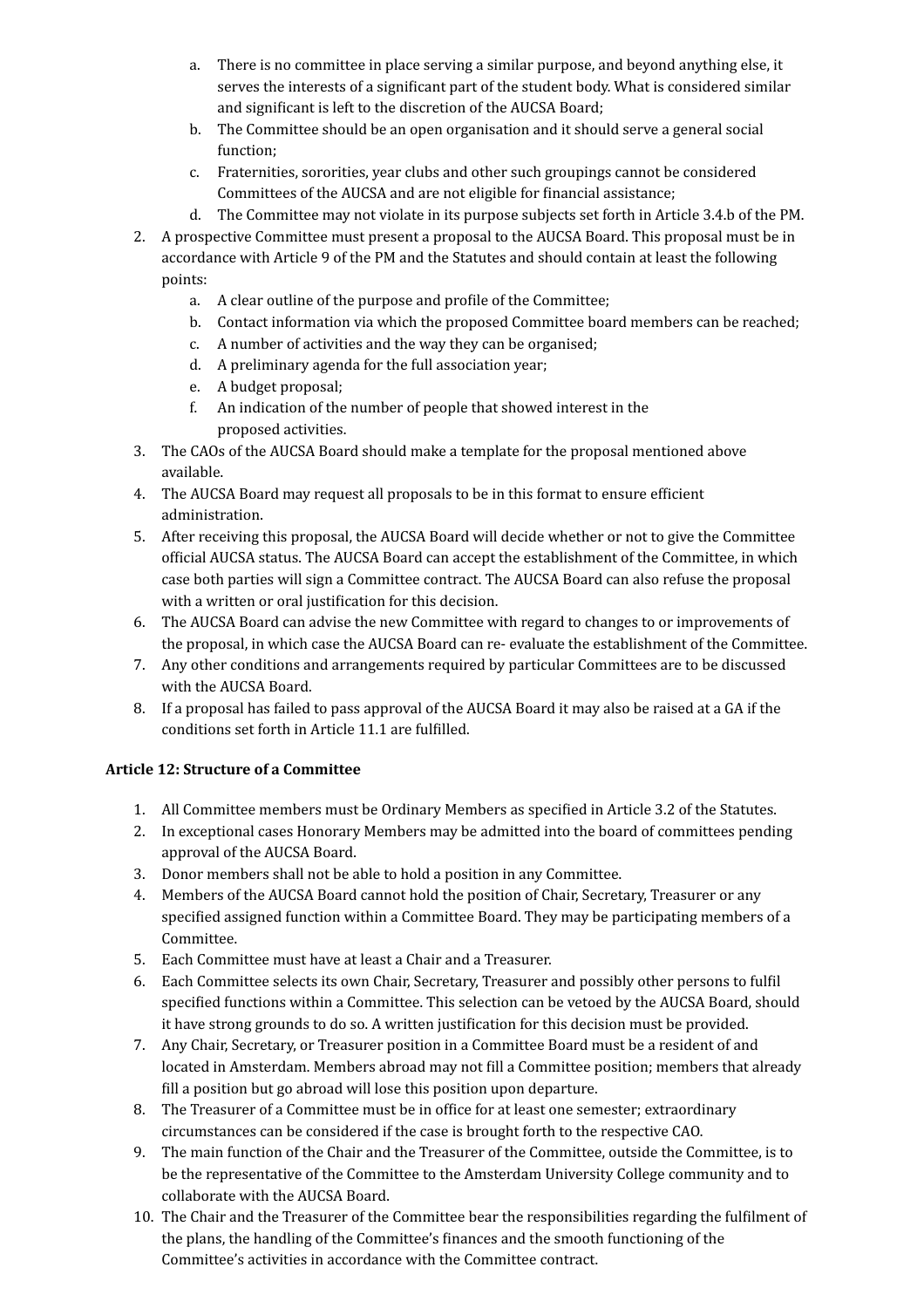a. There is no committee in place serving a similar purpose, and beyond anything else, it serves the interests of a significant part of the student body. What is considered similar and significant is left to the discretion of the AUCSA Board;
   b. The Committee should be an open organisation and it should serve a general social function;
   c. Fraternities, sororities, year clubs and other such groupings cannot be considered Committees of the AUCSA and are not eligible for financial assistance;
   d. The Committee may not violate in its purpose subjects set forth in Article 3.4.b of the PM.

2. A prospective Committee must present a proposal to the AUCSA Board. This proposal must be in accordance with Article 9 of the PM and the Statutes and should contain at least the following points:
   a. A clear outline of the purpose and profile of the Committee;
   b. Contact information via which the proposed Committee board members can be reached;
   c. A number of activities and the way they can be organised;
   d. A preliminary agenda for the full association year;
   e. A budget proposal;
   f. An indication of the number of people that showed interest in the proposed activities.
3. The CAOs of the AUCSA Board should make a template for the proposal mentioned above available.
4. The AUCSA Board may request all proposals to be in this format to ensure efficient administration.
5. After receiving this proposal, the AUCSA Board will decide whether or not to give the Committee official AUCSA status. The AUCSA Board can accept the establishment of the Committee, in which case both parties will sign a Committee contract. The AUCSA Board can also refuse the proposal with a written or oral justification for this decision.
6. The AUCSA Board can advise the new Committee with regard to changes to or improvements of the proposal, in which case the AUCSA Board can re- evaluate the establishment of the Committee.
7. Any other conditions and arrangements required by particular Committees are to be discussed with the AUCSA Board.
8. If a proposal has failed to pass approval of the AUCSA Board it may also be raised at a GA if the conditions set forth in Article 11.1 are fulfilled.

**Article 12: Structure of a Committee**

1. All Committee members must be Ordinary Members as specified in Article 3.2 of the Statutes.
2. In exceptional cases Honorary Members may be admitted into the board of committees pending approval of the AUCSA Board.
3. Donor members shall not be able to hold a position in any Committee.
4. Members of the AUCSA Board cannot hold the position of Chair, Secretary, Treasurer or any specified assigned function within a Committee Board. They may be participating members of a Committee.
5. Each Committee must have at least a Chair and a Treasurer.
6. Each Committee selects its own Chair, Secretary, Treasurer and possibly other persons to fulfil specified functions within a Committee. This selection can be vetoed by the AUCSA Board, should it have strong grounds to do so. A written justification for this decision must be provided.
7. Any Chair, Secretary, or Treasurer position in a Committee Board must be a resident of and located in Amsterdam. Members abroad may not fill a Committee position; members that already fill a position but go abroad will lose this position upon departure.
8. The Treasurer of a Committee must be in office for at least one semester; extraordinary circumstances can be considered if the case is brought forth to the respective CAO.
9. The main function of the Chair and the Treasurer of the Committee, outside the Committee, is to be the representative of the Committee to the Amsterdam University College community and to collaborate with the AUCSA Board.
10. The Chair and the Treasurer of the Committee bear the responsibilities regarding the fulfilment of the plans, the handling of the Committee's finances and the smooth functioning of the Committee's activities in accordance with the Committee contract.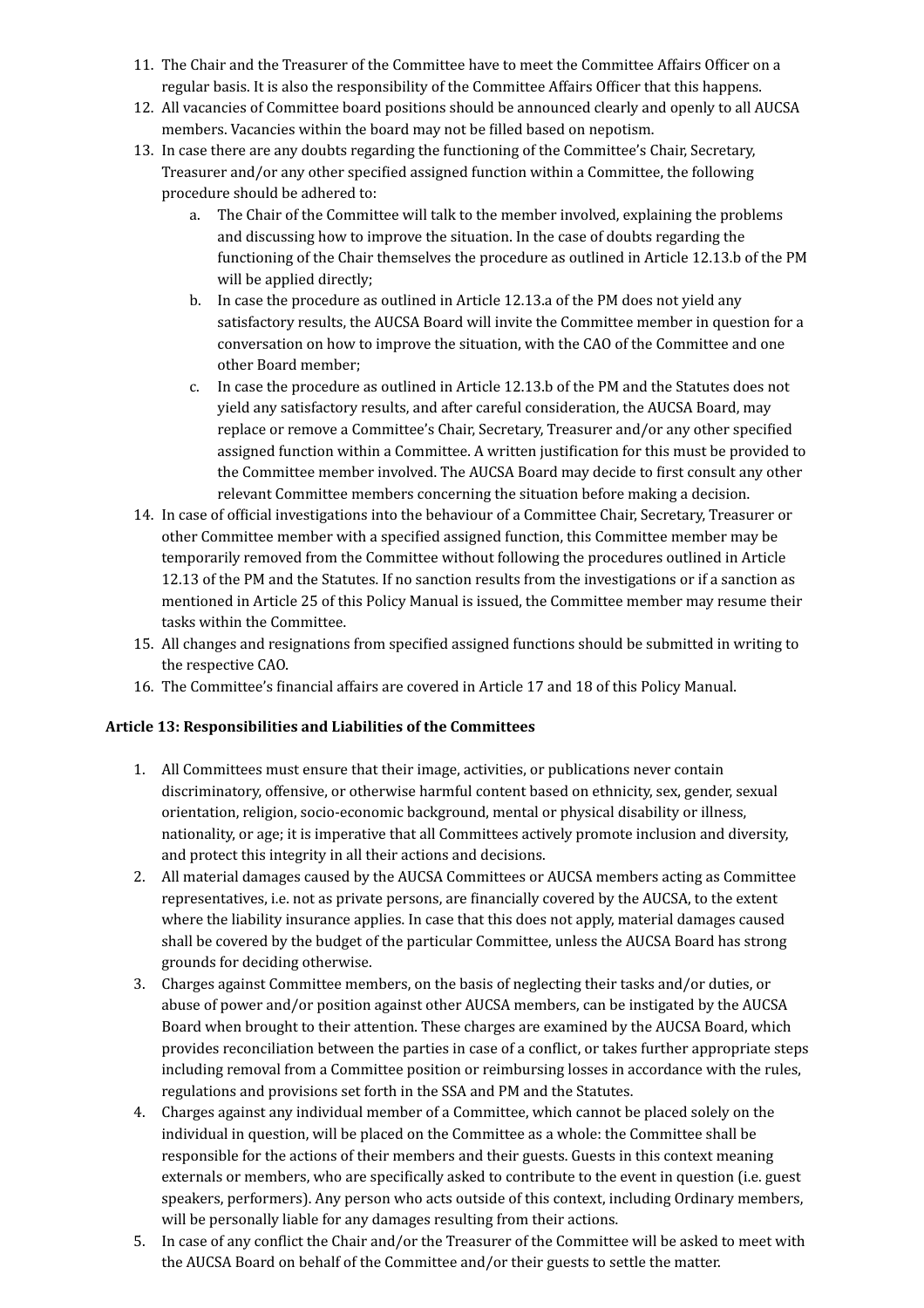11. The Chair and the Treasurer of the Committee have to meet the Committee Affairs Officer on a regular basis. It is also the responsibility of the Committee Affairs Officer that this happens.
12. All vacancies of Committee board positions should be announced clearly and openly to all AUCSA members. Vacancies within the board may not be filled based on nepotism.
13. In case there are any doubts regarding the functioning of the Committee's Chair, Secretary, Treasurer and/or any other specified assigned function within a Committee, the following procedure should be adhered to:
    a. The Chair of the Committee will talk to the member involved, explaining the problems and discussing how to improve the situation. In the case of doubts regarding the functioning of the Chair themselves the procedure as outlined in Article 12.13.b of the PM will be applied directly;
    b. In case the procedure as outlined in Article 12.13.a of the PM does not yield any satisfactory results, the AUCSA Board will invite the Committee member in question for a conversation on how to improve the situation, with the CAO of the Committee and one other Board member;
    c. In case the procedure as outlined in Article 12.13.b of the PM and the Statutes does not yield any satisfactory results, and after careful consideration, the AUCSA Board, may replace or remove a Committee's Chair, Secretary, Treasurer and/or any other specified assigned function within a Committee. A written justification for this must be provided to the Committee member involved. The AUCSA Board may decide to first consult any other relevant Committee members concerning the situation before making a decision.
14. In case of official investigations into the behaviour of a Committee Chair, Secretary, Treasurer or other Committee member with a specified assigned function, this Committee member may be temporarily removed from the Committee without following the procedures outlined in Article 12.13 of the PM and the Statutes. If no sanction results from the investigations or if a sanction as mentioned in Article 25 of this Policy Manual is issued, the Committee member may resume their tasks within the Committee.
15. All changes and resignations from specified assigned functions should be submitted in writing to the respective CAO.
16. The Committee's financial affairs are covered in Article 17 and 18 of this Policy Manual.

**Article 13: Responsibilities and Liabilities of the Committees**

1. All Committees must ensure that their image, activities, or publications never contain discriminatory, offensive, or otherwise harmful content based on ethnicity, sex, gender, sexual orientation, religion, socio-economic background, mental or physical disability or illness, nationality, or age; it is imperative that all Committees actively promote inclusion and diversity, and protect this integrity in all their actions and decisions.
2. All material damages caused by the AUCSA Committees or AUCSA members acting as Committee representatives, i.e. not as private persons, are financially covered by the AUCSA, to the extent where the liability insurance applies. In case that this does not apply, material damages caused shall be covered by the budget of the particular Committee, unless the AUCSA Board has strong grounds for deciding otherwise.
3. Charges against Committee members, on the basis of neglecting their tasks and/or duties, or abuse of power and/or position against other AUCSA members, can be instigated by the AUCSA Board when brought to their attention. These charges are examined by the AUCSA Board, which provides reconciliation between the parties in case of a conflict, or takes further appropriate steps including removal from a Committee position or reimbursing losses in accordance with the rules, regulations and provisions set forth in the SSA and PM and the Statutes.
4. Charges against any individual member of a Committee, which cannot be placed solely on the individual in question, will be placed on the Committee as a whole: the Committee shall be responsible for the actions of their members and their guests. Guests in this context meaning externals or members, who are specifically asked to contribute to the event in question (i.e. guest speakers, performers). Any person who acts outside of this context, including Ordinary members, will be personally liable for any damages resulting from their actions.
5. In case of any conflict the Chair and/or the Treasurer of the Committee will be asked to meet with the AUCSA Board on behalf of the Committee and/or their guests to settle the matter.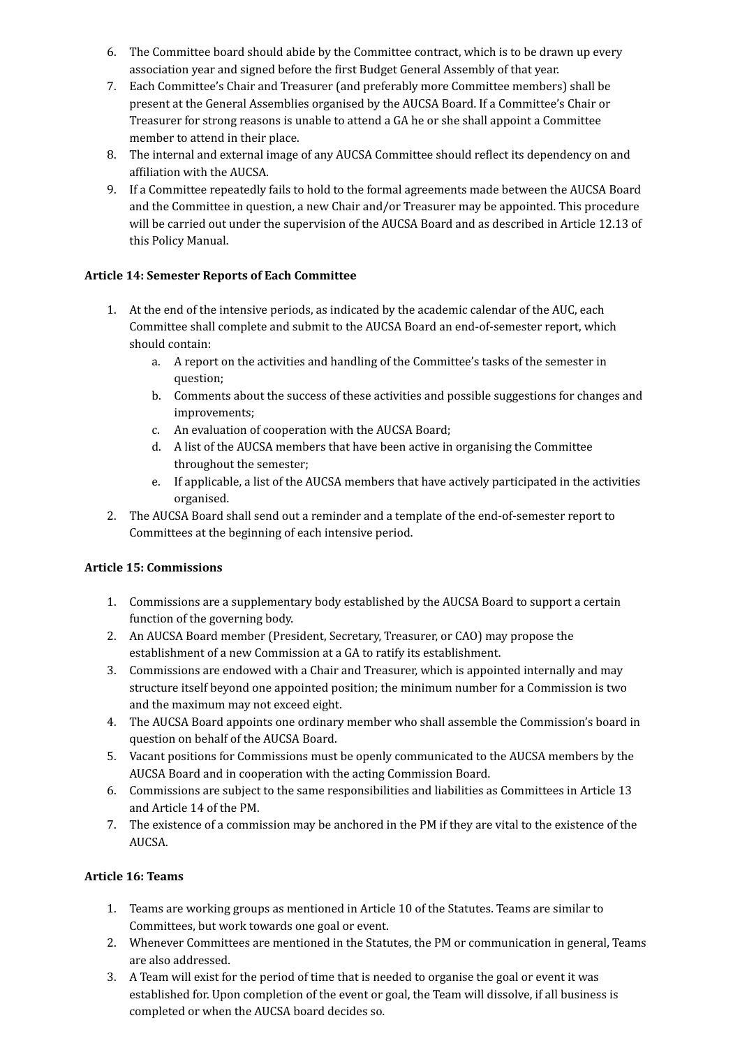6. The Committee board should abide by the Committee contract, which is to be drawn up every association year and signed before the first Budget General Assembly of that year.
7. Each Committee's Chair and Treasurer (and preferably more Committee members) shall be present at the General Assemblies organised by the AUCSA Board. If a Committee's Chair or Treasurer for strong reasons is unable to attend a GA he or she shall appoint a Committee member to attend in their place.
8. The internal and external image of any AUCSA Committee should reflect its dependency on and affiliation with the AUCSA.
9. If a Committee repeatedly fails to hold to the formal agreements made between the AUCSA Board and the Committee in question, a new Chair and/or Treasurer may be appointed. This procedure will be carried out under the supervision of the AUCSA Board and as described in Article 12.13 of this Policy Manual.

**Article 14: Semester Reports of Each Committee**

1. At the end of the intensive periods, as indicated by the academic calendar of the AUC, each Committee shall complete and submit to the AUCSA Board an end-of-semester report, which should contain:
    a. A report on the activities and handling of the Committee's tasks of the semester in question;
    b. Comments about the success of these activities and possible suggestions for changes and improvements;
    c. An evaluation of cooperation with the AUCSA Board;
    d. A list of the AUCSA members that have been active in organising the Committee throughout the semester;
    e. If applicable, a list of the AUCSA members that have actively participated in the activities organised.
2. The AUCSA Board shall send out a reminder and a template of the end-of-semester report to Committees at the beginning of each intensive period.

**Article 15: Commissions**

1. Commissions are a supplementary body established by the AUCSA Board to support a certain function of the governing body.
2. An AUCSA Board member (President, Secretary, Treasurer, or CAO) may propose the establishment of a new Commission at a GA to ratify its establishment.
3. Commissions are endowed with a Chair and Treasurer, which is appointed internally and may structure itself beyond one appointed position; the minimum number for a Commission is two and the maximum may not exceed eight.
4. The AUCSA Board appoints one ordinary member who shall assemble the Commission's board in question on behalf of the AUCSA Board.
5. Vacant positions for Commissions must be openly communicated to the AUCSA members by the AUCSA Board and in cooperation with the acting Commission Board.
6. Commissions are subject to the same responsibilities and liabilities as Committees in Article 13 and Article 14 of the PM.
7. The existence of a commission may be anchored in the PM if they are vital to the existence of the AUCSA.

**Article 16: Teams**

1. Teams are working groups as mentioned in Article 10 of the Statutes. Teams are similar to Committees, but work towards one goal or event.
2. Whenever Committees are mentioned in the Statutes, the PM or communication in general, Teams are also addressed.
3. A Team will exist for the period of time that is needed to organise the goal or event it was established for. Upon completion of the event or goal, the Team will dissolve, if all business is completed or when the AUCSA board decides so.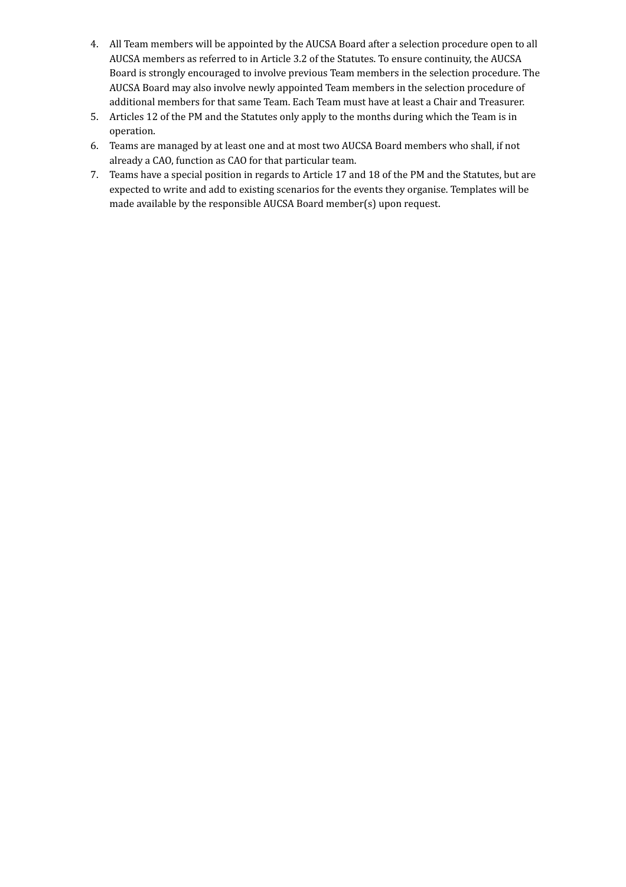4. All Team members will be appointed by the AUCSA Board after a selection procedure open to all AUCSA members as referred to in Article 3.2 of the Statutes. To ensure continuity, the AUCSA Board is strongly encouraged to involve previous Team members in the selection procedure. The AUCSA Board may also involve newly appointed Team members in the selection procedure of additional members for that same Team. Each Team must have at least a Chair and Treasurer.
5. Articles 12 of the PM and the Statutes only apply to the months during which the Team is in operation.
6. Teams are managed by at least one and at most two AUCSA Board members who shall, if not already a CAO, function as CAO for that particular team.
7. Teams have a special position in regards to Article 17 and 18 of the PM and the Statutes, but are expected to write and add to existing scenarios for the events they organise. Templates will be made available by the responsible AUCSA Board member(s) upon request.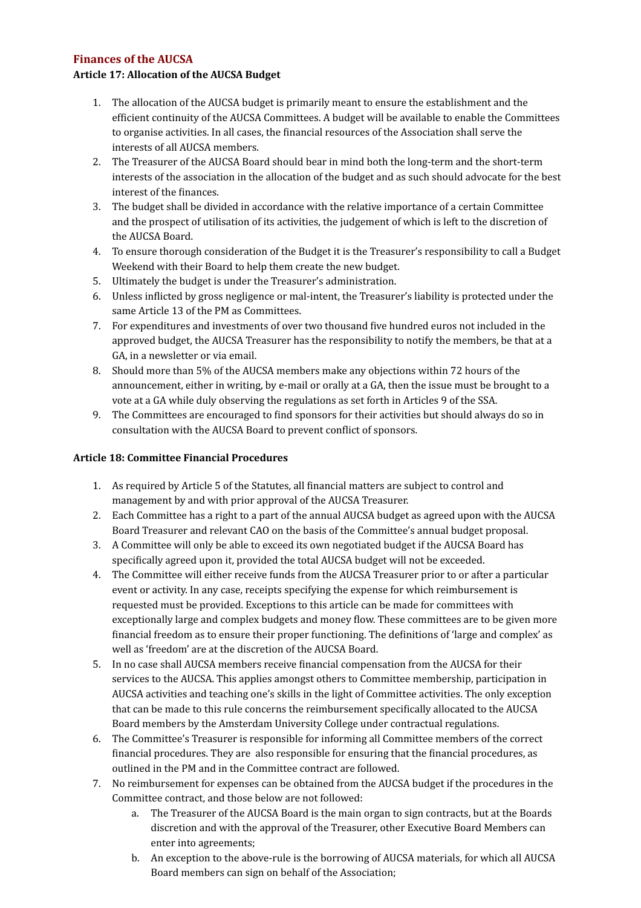## Finances of the AUCSA

### Article 17: Allocation of the AUCSA Budget

1. The allocation of the AUCSA budget is primarily meant to ensure the establishment and the efficient continuity of the AUCSA Committees. A budget will be available to enable the Committees to organise activities. In all cases, the financial resources of the Association shall serve the interests of all AUCSA members.
2. The Treasurer of the AUCSA Board should bear in mind both the long-term and the short-term interests of the association in the allocation of the budget and as such should advocate for the best interest of the finances.
3. The budget shall be divided in accordance with the relative importance of a certain Committee and the prospect of utilisation of its activities, the judgement of which is left to the discretion of the AUCSA Board.
4. To ensure thorough consideration of the Budget it is the Treasurer's responsibility to call a Budget Weekend with their Board to help them create the new budget.
5. Ultimately the budget is under the Treasurer's administration.
6. Unless inflicted by gross negligence or mal-intent, the Treasurer's liability is protected under the same Article 13 of the PM as Committees.
7. For expenditures and investments of over two thousand five hundred euros not included in the approved budget, the AUCSA Treasurer has the responsibility to notify the members, be that at a GA, in a newsletter or via email.
8. Should more than 5% of the AUCSA members make any objections within 72 hours of the announcement, either in writing, by e-mail or orally at a GA, then the issue must be brought to a vote at a GA while duly observing the regulations as set forth in Articles 9 of the SSA.
9. The Committees are encouraged to find sponsors for their activities but should always do so in consultation with the AUCSA Board to prevent conflict of sponsors.

### Article 18: Committee Financial Procedures

1. As required by Article 5 of the Statutes, all financial matters are subject to control and management by and with prior approval of the AUCSA Treasurer.
2. Each Committee has a right to a part of the annual AUCSA budget as agreed upon with the AUCSA Board Treasurer and relevant CAO on the basis of the Committee's annual budget proposal.
3. A Committee will only be able to exceed its own negotiated budget if the AUCSA Board has specifically agreed upon it, provided the total AUCSA budget will not be exceeded.
4. The Committee will either receive funds from the AUCSA Treasurer prior to or after a particular event or activity. In any case, receipts specifying the expense for which reimbursement is requested must be provided. Exceptions to this article can be made for committees with exceptionally large and complex budgets and money flow. These committees are to be given more financial freedom as to ensure their proper functioning. The definitions of 'large and complex' as well as 'freedom' are at the discretion of the AUCSA Board.
5. In no case shall AUCSA members receive financial compensation from the AUCSA for their services to the AUCSA. This applies amongst others to Committee membership, participation in AUCSA activities and teaching one's skills in the light of Committee activities. The only exception that can be made to this rule concerns the reimbursement specifically allocated to the AUCSA Board members by the Amsterdam University College under contractual regulations.
6. The Committee's Treasurer is responsible for informing all Committee members of the correct financial procedures. They are also responsible for ensuring that the financial procedures, as outlined in the PM and in the Committee contract are followed.
7. No reimbursement for expenses can be obtained from the AUCSA budget if the procedures in the Committee contract, and those below are not followed:
   a. The Treasurer of the AUCSA Board is the main organ to sign contracts, but at the Boards discretion and with the approval of the Treasurer, other Executive Board Members can enter into agreements;
   b. An exception to the above-rule is the borrowing of AUCSA materials, for which all AUCSA Board members can sign on behalf of the Association;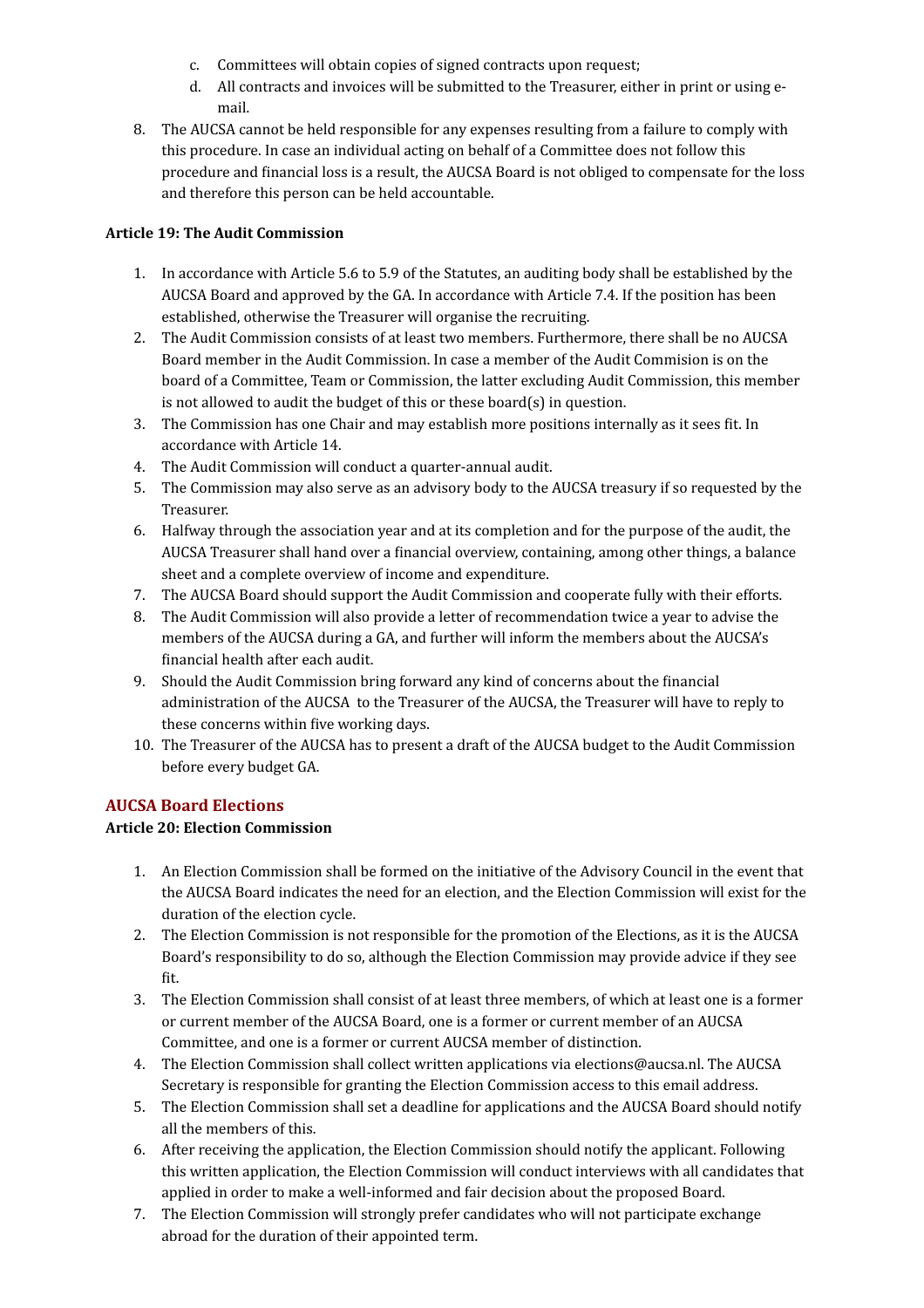c. Committees will obtain copies of signed contracts upon request;
d. All contracts and invoices will be submitted to the Treasurer, either in print or using e-mail.

8. The AUCSA cannot be held responsible for any expenses resulting from a failure to comply with this procedure. In case an individual acting on behalf of a Committee does not follow this procedure and financial loss is a result, the AUCSA Board is not obliged to compensate for the loss and therefore this person can be held accountable.

**Article 19: The Audit Commission**

1. In accordance with Article 5.6 to 5.9 of the Statutes, an auditing body shall be established by the AUCSA Board and approved by the GA. In accordance with Article 7.4. If the position has been established, otherwise the Treasurer will organise the recruiting.
2. The Audit Commission consists of at least two members. Furthermore, there shall be no AUCSA Board member in the Audit Commission. In case a member of the Audit Commision is on the board of a Committee, Team or Commission, the latter excluding Audit Commission, this member is not allowed to audit the budget of this or these board(s) in question.
3. The Commission has one Chair and may establish more positions internally as it sees fit. In accordance with Article 14.
4. The Audit Commission will conduct a quarter-annual audit.
5. The Commission may also serve as an advisory body to the AUCSA treasury if so requested by the Treasurer.
6. Halfway through the association year and at its completion and for the purpose of the audit, the AUCSA Treasurer shall hand over a financial overview, containing, among other things, a balance sheet and a complete overview of income and expenditure.
7. The AUCSA Board should support the Audit Commission and cooperate fully with their efforts.
8. The Audit Commission will also provide a letter of recommendation twice a year to advise the members of the AUCSA during a GA, and further will inform the members about the AUCSA's financial health after each audit.
9. Should the Audit Commission bring forward any kind of concerns about the financial administration of the AUCSA to the Treasurer of the AUCSA, the Treasurer will have to reply to these concerns within five working days.
10. The Treasurer of the AUCSA has to present a draft of the AUCSA budget to the Audit Commission before every budget GA.

## AUCSA Board Elections

**Article 20: Election Commission**

1. An Election Commission shall be formed on the initiative of the Advisory Council in the event that the AUCSA Board indicates the need for an election, and the Election Commission will exist for the duration of the election cycle.
2. The Election Commission is not responsible for the promotion of the Elections, as it is the AUCSA Board's responsibility to do so, although the Election Commission may provide advice if they see fit.
3. The Election Commission shall consist of at least three members, of which at least one is a former or current member of the AUCSA Board, one is a former or current member of an AUCSA Committee, and one is a former or current AUCSA member of distinction.
4. The Election Commission shall collect written applications via elections@aucsa.nl. The AUCSA Secretary is responsible for granting the Election Commission access to this email address.
5. The Election Commission shall set a deadline for applications and the AUCSA Board should notify all the members of this.
6. After receiving the application, the Election Commission should notify the applicant. Following this written application, the Election Commission will conduct interviews with all candidates that applied in order to make a well-informed and fair decision about the proposed Board.
7. The Election Commission will strongly prefer candidates who will not participate exchange abroad for the duration of their appointed term.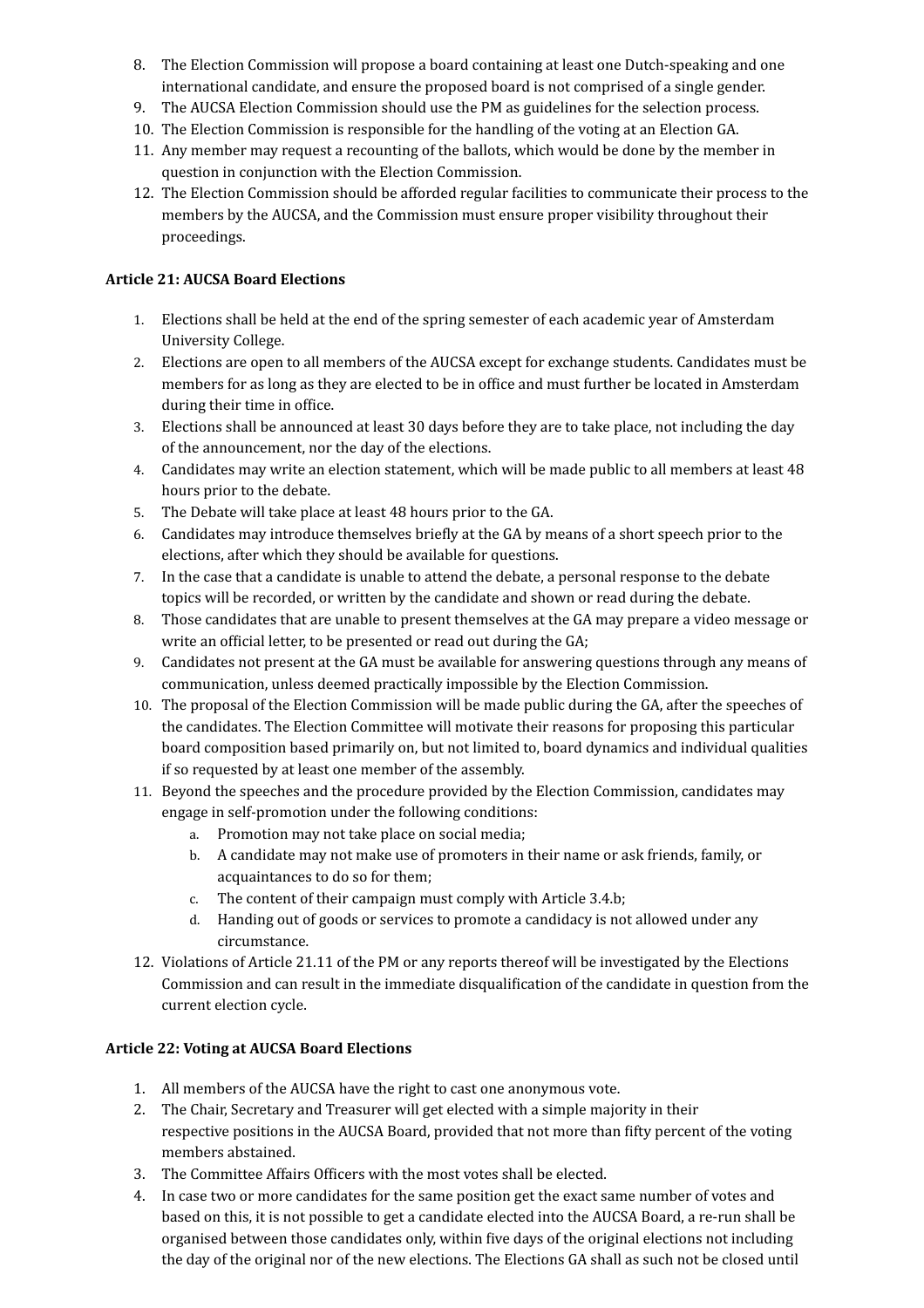8. The Election Commission will propose a board containing at least one Dutch-speaking and one international candidate, and ensure the proposed board is not comprised of a single gender.
9. The AUCSA Election Commission should use the PM as guidelines for the selection process.
10. The Election Commission is responsible for the handling of the voting at an Election GA.
11. Any member may request a recounting of the ballots, which would be done by the member in question in conjunction with the Election Commission.
12. The Election Commission should be afforded regular facilities to communicate their process to the members by the AUCSA, and the Commission must ensure proper visibility throughout their proceedings.

**Article 21: AUCSA Board Elections**

1. Elections shall be held at the end of the spring semester of each academic year of Amsterdam University College.
2. Elections are open to all members of the AUCSA except for exchange students. Candidates must be members for as long as they are elected to be in office and must further be located in Amsterdam during their time in office.
3. Elections shall be announced at least 30 days before they are to take place, not including the day of the announcement, nor the day of the elections.
4. Candidates may write an election statement, which will be made public to all members at least 48 hours prior to the debate.
5. The Debate will take place at least 48 hours prior to the GA.
6. Candidates may introduce themselves briefly at the GA by means of a short speech prior to the elections, after which they should be available for questions.
7. In the case that a candidate is unable to attend the debate, a personal response to the debate topics will be recorded, or written by the candidate and shown or read during the debate.
8. Those candidates that are unable to present themselves at the GA may prepare a video message or write an official letter, to be presented or read out during the GA;
9. Candidates not present at the GA must be available for answering questions through any means of communication, unless deemed practically impossible by the Election Commission.
10. The proposal of the Election Commission will be made public during the GA, after the speeches of the candidates. The Election Committee will motivate their reasons for proposing this particular board composition based primarily on, but not limited to, board dynamics and individual qualities if so requested by at least one member of the assembly.
11. Beyond the speeches and the procedure provided by the Election Commission, candidates may engage in self-promotion under the following conditions:
    a. Promotion may not take place on social media;
    b. A candidate may not make use of promoters in their name or ask friends, family, or acquaintances to do so for them;
    c. The content of their campaign must comply with Article 3.4.b;
    d. Handing out of goods or services to promote a candidacy is not allowed under any circumstance.
12. Violations of Article 21.11 of the PM or any reports thereof will be investigated by the Elections Commission and can result in the immediate disqualification of the candidate in question from the current election cycle.

**Article 22: Voting at AUCSA Board Elections**

1. All members of the AUCSA have the right to cast one anonymous vote.
2. The Chair, Secretary and Treasurer will get elected with a simple majority in their respective positions in the AUCSA Board, provided that not more than fifty percent of the voting members abstained.
3. The Committee Affairs Officers with the most votes shall be elected.
4. In case two or more candidates for the same position get the exact same number of votes and based on this, it is not possible to get a candidate elected into the AUCSA Board, a re-run shall be organised between those candidates only, within five days of the original elections not including the day of the original nor of the new elections. The Elections GA shall as such not be closed until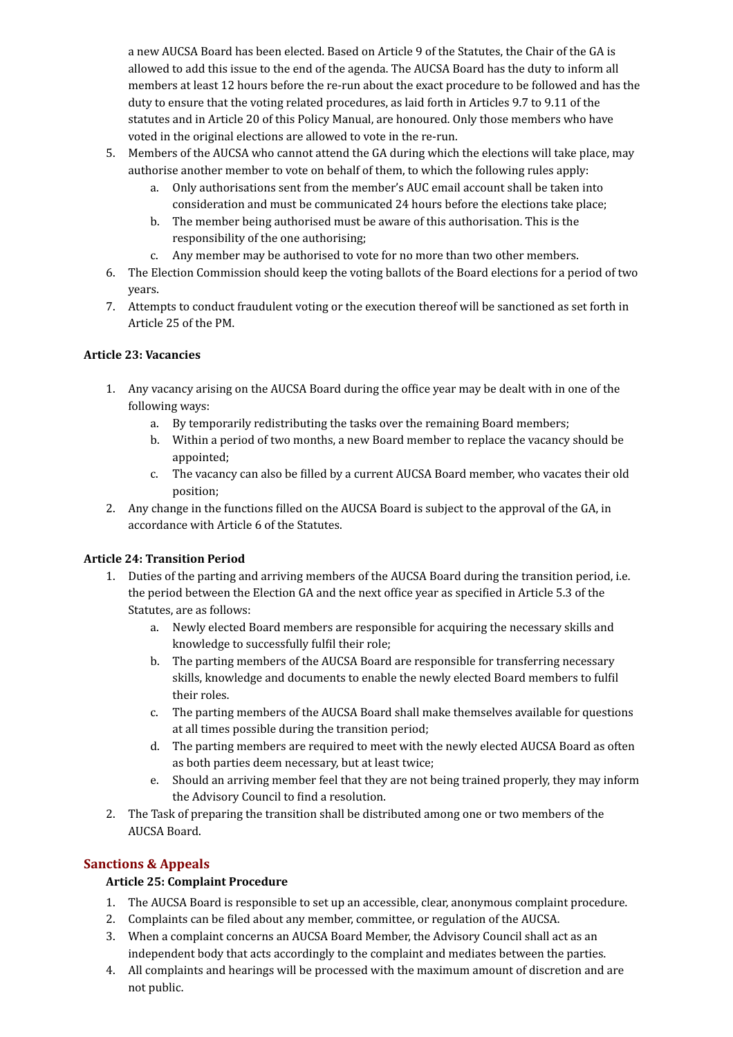a new AUCSA Board has been elected. Based on Article 9 of the Statutes, the Chair of the GA is allowed to add this issue to the end of the agenda. The AUCSA Board has the duty to inform all members at least 12 hours before the re-run about the exact procedure to be followed and has the duty to ensure that the voting related procedures, as laid forth in Articles 9.7 to 9.11 of the statutes and in Article 20 of this Policy Manual, are honoured. Only those members who have voted in the original elections are allowed to vote in the re-run.

5. Members of the AUCSA who cannot attend the GA during which the elections will take place, may authorise another member to vote on behalf of them, to which the following rules apply:
   a. Only authorisations sent from the member's AUC email account shall be taken into consideration and must be communicated 24 hours before the elections take place;
   b. The member being authorised must be aware of this authorisation. This is the responsibility of the one authorising;
   c. Any member may be authorised to vote for no more than two other members.
6. The Election Commission should keep the voting ballots of the Board elections for a period of two years.
7. Attempts to conduct fraudulent voting or the execution thereof will be sanctioned as set forth in Article 25 of the PM.

**Article 23: Vacancies**

1. Any vacancy arising on the AUCSA Board during the office year may be dealt with in one of the following ways:
   a. By temporarily redistributing the tasks over the remaining Board members;
   b. Within a period of two months, a new Board member to replace the vacancy should be appointed;
   c. The vacancy can also be filled by a current AUCSA Board member, who vacates their old position;
2. Any change in the functions filled on the AUCSA Board is subject to the approval of the GA, in accordance with Article 6 of the Statutes.

**Article 24: Transition Period**

1. Duties of the parting and arriving members of the AUCSA Board during the transition period, i.e. the period between the Election GA and the next office year as specified in Article 5.3 of the Statutes, are as follows:
   a. Newly elected Board members are responsible for acquiring the necessary skills and knowledge to successfully fulfil their role;
   b. The parting members of the AUCSA Board are responsible for transferring necessary skills, knowledge and documents to enable the newly elected Board members to fulfil their roles.
   c. The parting members of the AUCSA Board shall make themselves available for questions at all times possible during the transition period;
   d. The parting members are required to meet with the newly elected AUCSA Board as often as both parties deem necessary, but at least twice;
   e. Should an arriving member feel that they are not being trained properly, they may inform the Advisory Council to find a resolution.
2. The Task of preparing the transition shall be distributed among one or two members of the AUCSA Board.

## Sanctions & Appeals

**Article 25: Complaint Procedure**

1. The AUCSA Board is responsible to set up an accessible, clear, anonymous complaint procedure.
2. Complaints can be filed about any member, committee, or regulation of the AUCSA.
3. When a complaint concerns an AUCSA Board Member, the Advisory Council shall act as an independent body that acts accordingly to the complaint and mediates between the parties.
4. All complaints and hearings will be processed with the maximum amount of discretion and are not public.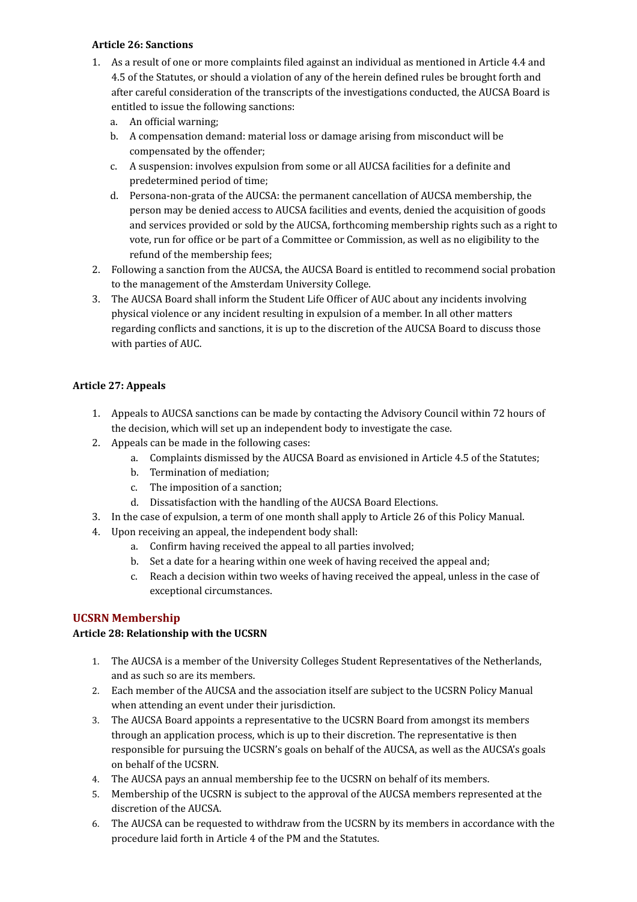**Article 26: Sanctions**

1. As a result of one or more complaints filed against an individual as mentioned in Article 4.4 and 4.5 of the Statutes, or should a violation of any of the herein defined rules be brought forth and after careful consideration of the transcripts of the investigations conducted, the AUCSA Board is entitled to issue the following sanctions:
   a. An official warning;
   b. A compensation demand: material loss or damage arising from misconduct will be compensated by the offender;
   c. A suspension: involves expulsion from some or all AUCSA facilities for a definite and predetermined period of time;
   d. Persona-non-grata of the AUCSA: the permanent cancellation of AUCSA membership, the person may be denied access to AUCSA facilities and events, denied the acquisition of goods and services provided or sold by the AUCSA, forthcoming membership rights such as a right to vote, run for office or be part of a Committee or Commission, as well as no eligibility to the refund of the membership fees;
2. Following a sanction from the AUCSA, the AUCSA Board is entitled to recommend social probation to the management of the Amsterdam University College.
3. The AUCSA Board shall inform the Student Life Officer of AUC about any incidents involving physical violence or any incident resulting in expulsion of a member. In all other matters regarding conflicts and sanctions, it is up to the discretion of the AUCSA Board to discuss those with parties of AUC.

**Article 27: Appeals**

1. Appeals to AUCSA sanctions can be made by contacting the Advisory Council within 72 hours of the decision, which will set up an independent body to investigate the case.
2. Appeals can be made in the following cases:
   a. Complaints dismissed by the AUCSA Board as envisioned in Article 4.5 of the Statutes;
   b. Termination of mediation;
   c. The imposition of a sanction;
   d. Dissatisfaction with the handling of the AUCSA Board Elections.
3. In the case of expulsion, a term of one month shall apply to Article 26 of this Policy Manual.
4. Upon receiving an appeal, the independent body shall:
   a. Confirm having received the appeal to all parties involved;
   b. Set a date for a hearing within one week of having received the appeal and;
   c. Reach a decision within two weeks of having received the appeal, unless in the case of exceptional circumstances.

## UCSRN Membership

**Article 28: Relationship with the UCSRN**

1. The AUCSA is a member of the University Colleges Student Representatives of the Netherlands, and as such so are its members.
2. Each member of the AUCSA and the association itself are subject to the UCSRN Policy Manual when attending an event under their jurisdiction.
3. The AUCSA Board appoints a representative to the UCSRN Board from amongst its members through an application process, which is up to their discretion. The representative is then responsible for pursuing the UCSRN's goals on behalf of the AUCSA, as well as the AUCSA's goals on behalf of the UCSRN.
4. The AUCSA pays an annual membership fee to the UCSRN on behalf of its members.
5. Membership of the UCSRN is subject to the approval of the AUCSA members represented at the discretion of the AUCSA.
6. The AUCSA can be requested to withdraw from the UCSRN by its members in accordance with the procedure laid forth in Article 4 of the PM and the Statutes.